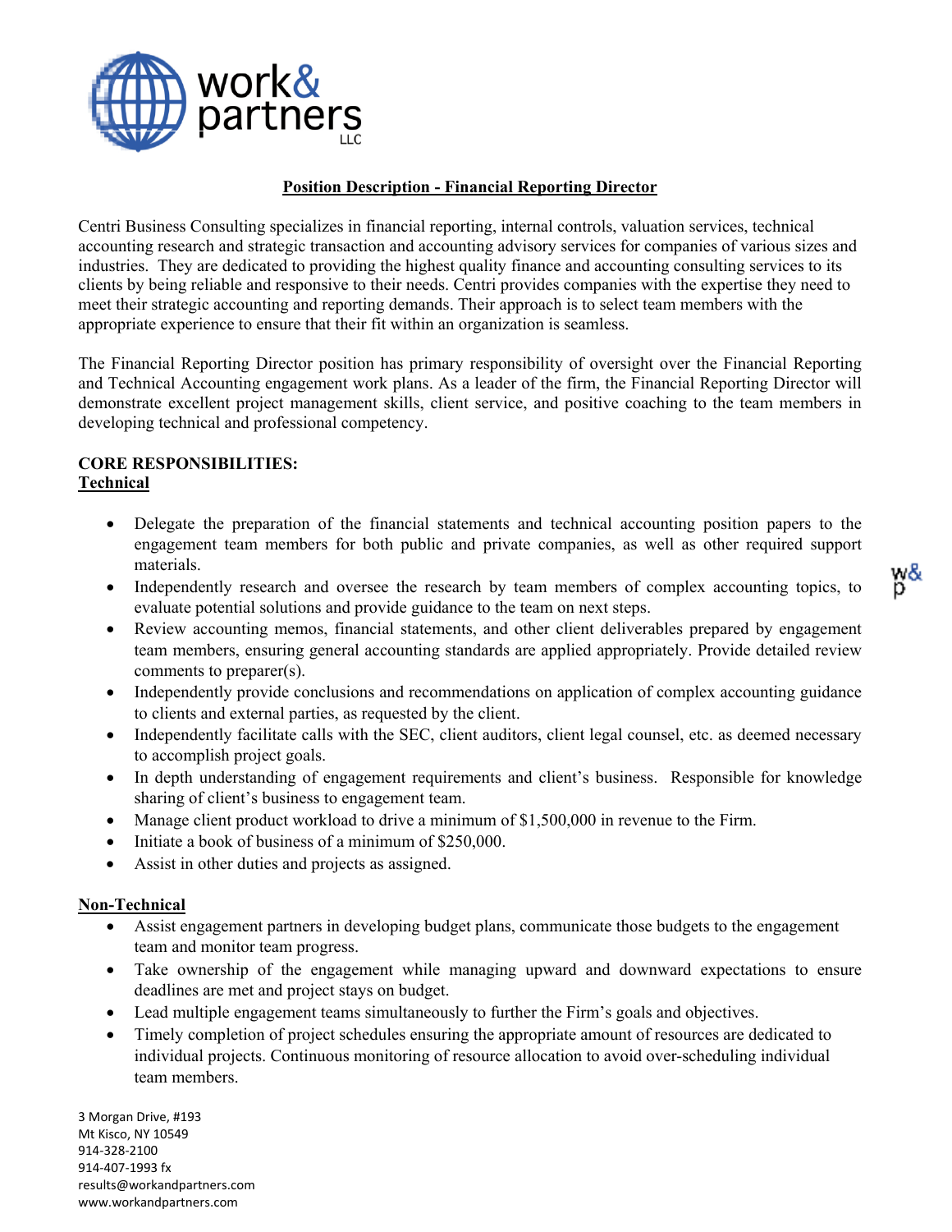work& partners LLC

## Position Description - Financial Reporting Director

Centri Business Consulting specializes in financial reporting, internal controls, valuation services, technical accounting research and strategic transaction and accounting advisory services for companies of various sizes and industries. They are dedicated to providing the highest quality finance and accounting consulting services to its clients by being reliable and responsive to their needs. Centri provides companies with the expertise they need to meet their strategic accounting and reporting demands. Their approach is to select team members with the appropriate experience to ensure that their fit within an organization is seamless.

The Financial Reporting Director position has primary responsibility of oversight over the Financial Reporting and Technical Accounting engagement work plans. As a leader of the firm, the Financial Reporting Director will demonstrate excellent project management skills, client service, and positive coaching to the team members in developing technical and professional competency.

**CORE RESPONSIBILITIES:**

**Technical**

- Delegate the preparation of the financial statements and technical accounting position papers to the engagement team members for both public and private companies, as well as other required support materials.
- Independently research and oversee the research by team members of complex accounting topics, to evaluate potential solutions and provide guidance to the team on next steps.
- Review accounting memos, financial statements, and other client deliverables prepared by engagement team members, ensuring general accounting standards are applied appropriately. Provide detailed review comments to preparer(s).
- Independently provide conclusions and recommendations on application of complex accounting guidance to clients and external parties, as requested by the client.
- Independently facilitate calls with the SEC, client auditors, client legal counsel, etc. as deemed necessary to accomplish project goals.
- In depth understanding of engagement requirements and client's business. Responsible for knowledge sharing of client's business to engagement team.
- Manage client product workload to drive a minimum of $1,500,000 in revenue to the Firm.
- Initiate a book of business of a minimum of $250,000.
- Assist in other duties and projects as assigned.

**Non-Technical**

- Assist engagement partners in developing budget plans, communicate those budgets to the engagement team and monitor team progress.
- Take ownership of the engagement while managing upward and downward expectations to ensure deadlines are met and project stays on budget.
- Lead multiple engagement teams simultaneously to further the Firm's goals and objectives.
- Timely completion of project schedules ensuring the appropriate amount of resources are dedicated to individual projects. Continuous monitoring of resource allocation to avoid over-scheduling individual team members.

3 Morgan Drive, #193
Mt Kisco, NY 10549
914-328-2100
914-407-1993 fx
results@workandpartners.com
www.workandpartners.com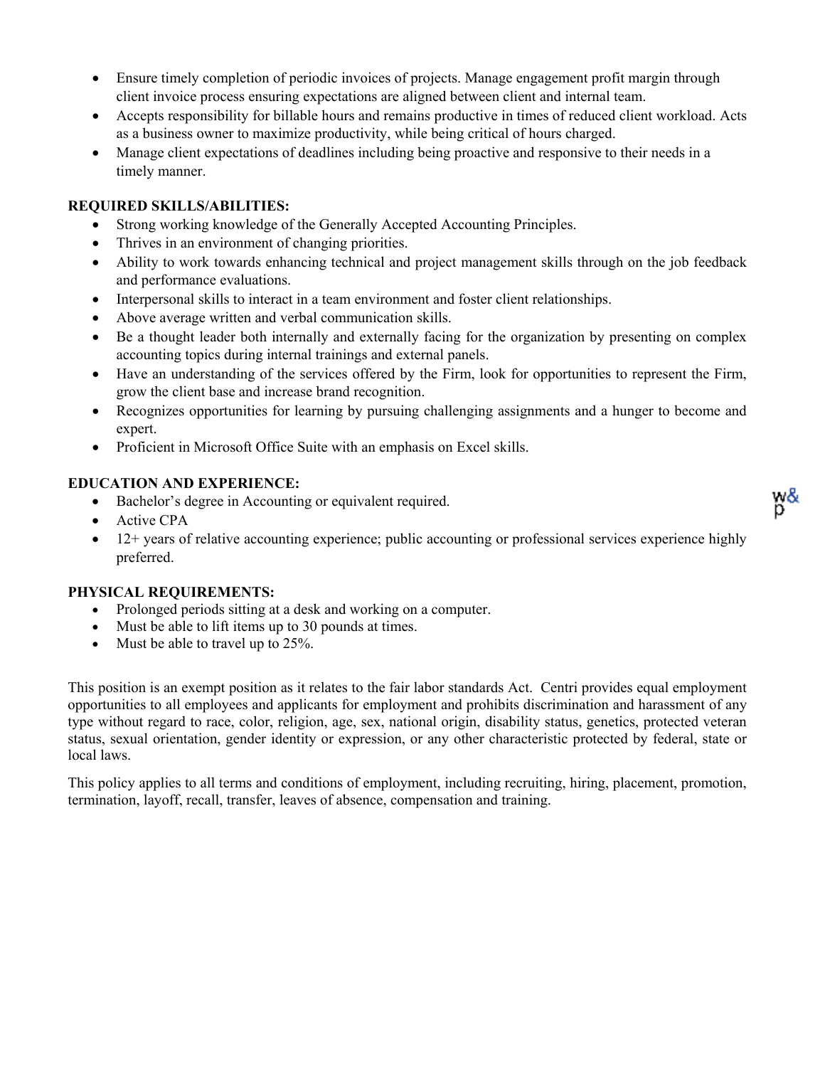- Ensure timely completion of periodic invoices of projects. Manage engagement profit margin through client invoice process ensuring expectations are aligned between client and internal team.
- Accepts responsibility for billable hours and remains productive in times of reduced client workload. Acts as a business owner to maximize productivity, while being critical of hours charged.
- Manage client expectations of deadlines including being proactive and responsive to their needs in a timely manner.

**REQUIRED SKILLS/ABILITIES:**

- Strong working knowledge of the Generally Accepted Accounting Principles.
- Thrives in an environment of changing priorities.
- Ability to work towards enhancing technical and project management skills through on the job feedback and performance evaluations.
- Interpersonal skills to interact in a team environment and foster client relationships.
- Above average written and verbal communication skills.
- Be a thought leader both internally and externally facing for the organization by presenting on complex accounting topics during internal trainings and external panels.
- Have an understanding of the services offered by the Firm, look for opportunities to represent the Firm, grow the client base and increase brand recognition.
- Recognizes opportunities for learning by pursuing challenging assignments and a hunger to become and expert.
- Proficient in Microsoft Office Suite with an emphasis on Excel skills.

**EDUCATION AND EXPERIENCE:**

- Bachelor's degree in Accounting or equivalent required.
- Active CPA
- 12+ years of relative accounting experience; public accounting or professional services experience highly preferred.

**PHYSICAL REQUIREMENTS:**

- Prolonged periods sitting at a desk and working on a computer.
- Must be able to lift items up to 30 pounds at times.
- Must be able to travel up to 25%.

This position is an exempt position as it relates to the fair labor standards Act. Centri provides equal employment opportunities to all employees and applicants for employment and prohibits discrimination and harassment of any type without regard to race, color, religion, age, sex, national origin, disability status, genetics, protected veteran status, sexual orientation, gender identity or expression, or any other characteristic protected by federal, state or local laws.

This policy applies to all terms and conditions of employment, including recruiting, hiring, placement, promotion, termination, layoff, recall, transfer, leaves of absence, compensation and training.